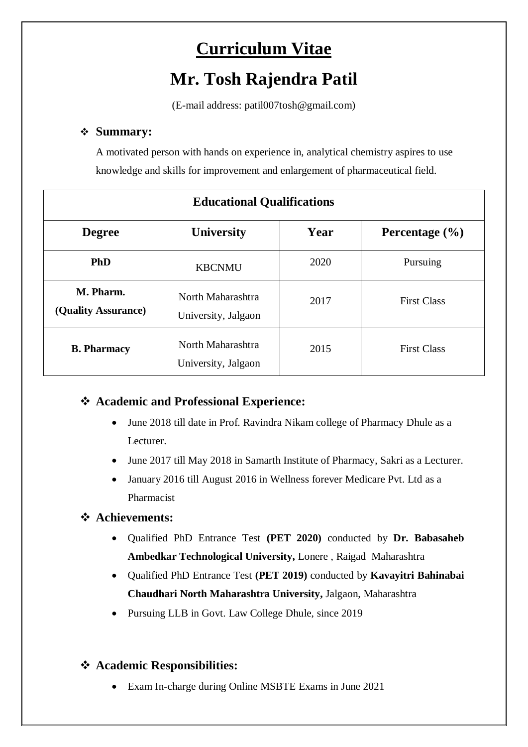# Curriculum Vitae

# Mr. Tosh Rajendra Patil

(E-mail address: patil007tosh@gmail.com)

## ❖ Summary:

A motivated person with hands on experience in, analytical chemistry aspires to use knowledge and skills for improvement and enlargement of pharmaceutical field.

| Educational Qualifications | | | |
|---|---|---|---|
| **Degree** | **University** | **Year** | **Percentage (%)** |
| **PhD** | KBCNMU | 2020 | Pursuing |
| **M. Pharm. (Quality Assurance)** | North Maharashtra University, Jalgaon | 2017 | First Class |
| **B. Pharmacy** | North Maharashtra University, Jalgaon | 2015 | First Class |

## ❖ Academic and Professional Experience:

- June 2018 till date in Prof. Ravindra Nikam college of Pharmacy Dhule as a Lecturer.
- June 2017 till May 2018 in Samarth Institute of Pharmacy, Sakri as a Lecturer.
- January 2016 till August 2016 in Wellness forever Medicare Pvt. Ltd as a Pharmacist

## ❖ Achievements:

- Qualified PhD Entrance Test **(PET 2020)** conducted by **Dr. Babasaheb Ambedkar Technological University,** Lonere , Raigad Maharashtra
- Qualified PhD Entrance Test **(PET 2019)** conducted by **Kavayitri Bahinabai Chaudhari North Maharashtra University,** Jalgaon, Maharashtra
- Pursuing LLB in Govt. Law College Dhule, since 2019

## ❖ Academic Responsibilities:

- Exam In-charge during Online MSBTE Exams in June 2021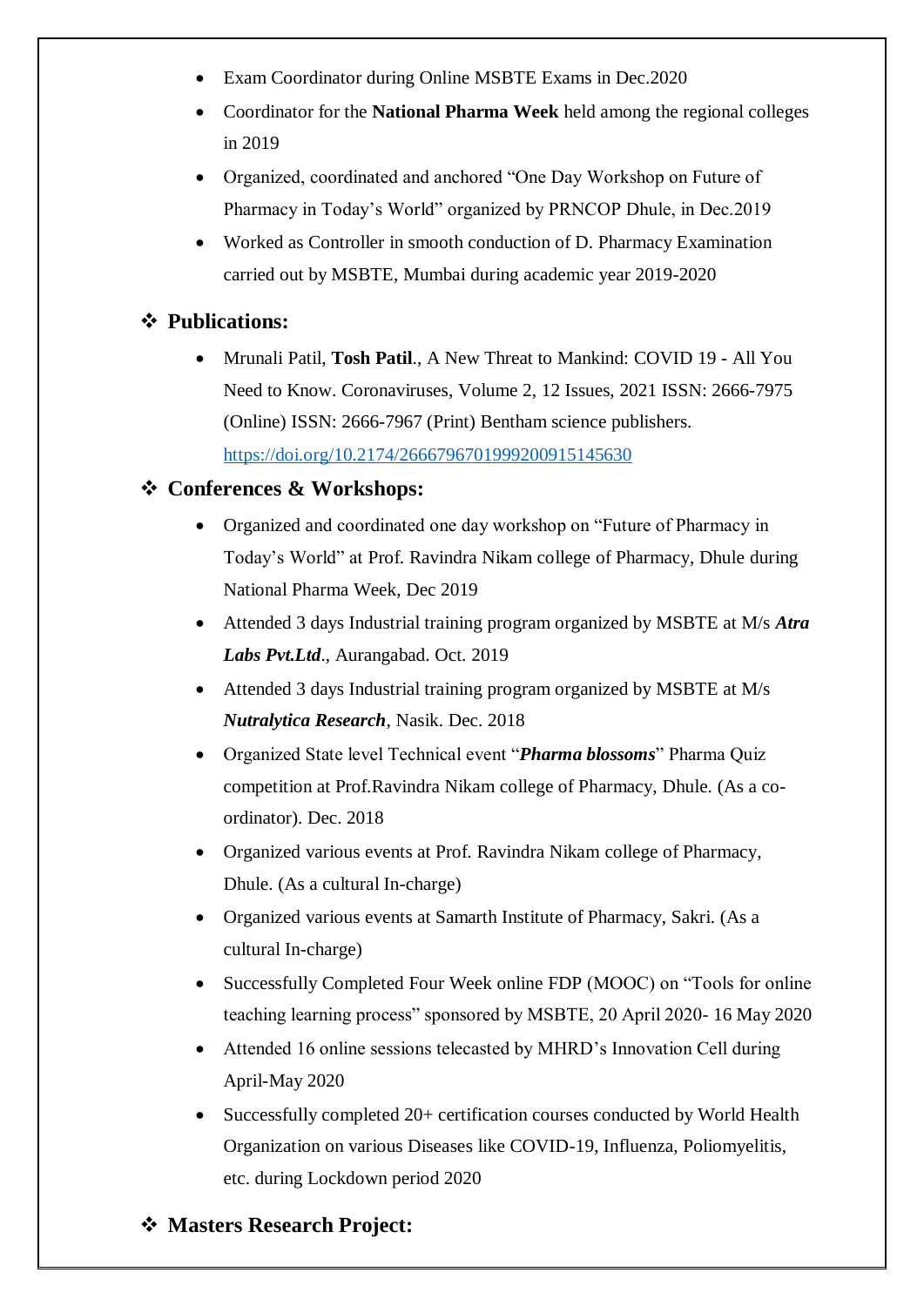- Exam Coordinator during Online MSBTE Exams in Dec.2020
- Coordinator for the **National Pharma Week** held among the regional colleges in 2019
- Organized, coordinated and anchored "One Day Workshop on Future of Pharmacy in Today's World" organized by PRNCOP Dhule, in Dec.2019
- Worked as Controller in smooth conduction of D. Pharmacy Examination carried out by MSBTE, Mumbai during academic year 2019-2020

## ❖ Publications:

- Mrunali Patil, **Tosh Patil**., A New Threat to Mankind: COVID 19 - All You Need to Know. Coronaviruses, Volume 2, 12 Issues, 2021 ISSN: 2666-7975 (Online) ISSN: 2666-7967 (Print) Bentham science publishers. https://doi.org/10.2174/2666796701999200915145630

## ❖ Conferences & Workshops:

- Organized and coordinated one day workshop on "Future of Pharmacy in Today's World" at Prof. Ravindra Nikam college of Pharmacy, Dhule during National Pharma Week, Dec 2019
- Attended 3 days Industrial training program organized by MSBTE at M/s ***Atra Labs Pvt.Ltd***., Aurangabad. Oct. 2019
- Attended 3 days Industrial training program organized by MSBTE at M/s ***Nutralytica Research***, Nasik. Dec. 2018
- Organized State level Technical event "***Pharma blossoms***" Pharma Quiz competition at Prof.Ravindra Nikam college of Pharmacy, Dhule. (As a co-ordinator). Dec. 2018
- Organized various events at Prof. Ravindra Nikam college of Pharmacy, Dhule. (As a cultural In-charge)
- Organized various events at Samarth Institute of Pharmacy, Sakri. (As a cultural In-charge)
- Successfully Completed Four Week online FDP (MOOC) on "Tools for online teaching learning process" sponsored by MSBTE, 20 April 2020- 16 May 2020
- Attended 16 online sessions telecasted by MHRD's Innovation Cell during April-May 2020
- Successfully completed 20+ certification courses conducted by World Health Organization on various Diseases like COVID-19, Influenza, Poliomyelitis, etc. during Lockdown period 2020

## ❖ Masters Research Project: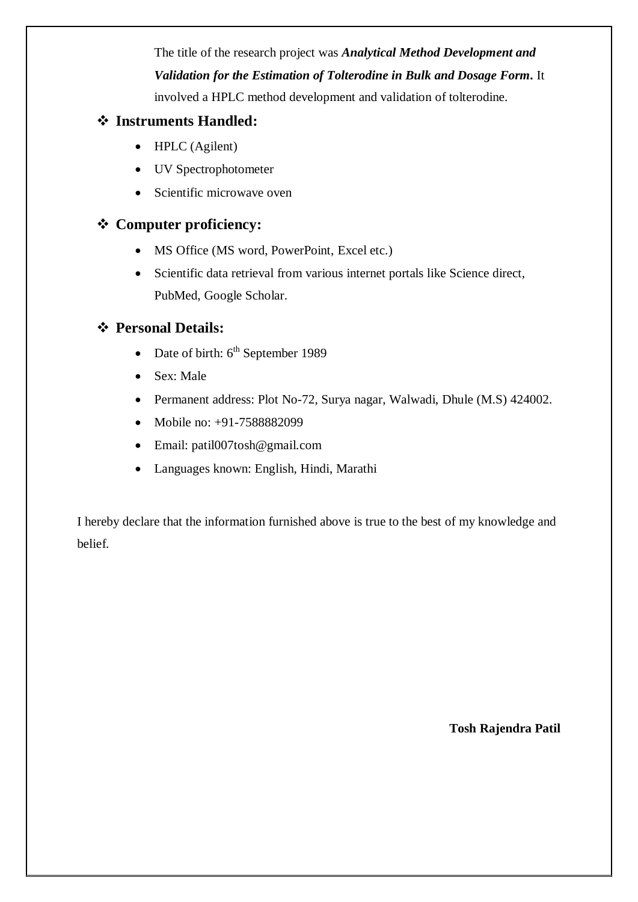The title of the research project was ***Analytical Method Development and Validation for the Estimation of Tolterodine in Bulk and Dosage Form*.** It involved a HPLC method development and validation of tolterodine.

## ❖ Instruments Handled:

- HPLC (Agilent)
- UV Spectrophotometer
- Scientific microwave oven

## ❖ Computer proficiency:

- MS Office (MS word, PowerPoint, Excel etc.)
- Scientific data retrieval from various internet portals like Science direct, PubMed, Google Scholar.

## ❖ Personal Details:

- Date of birth: 6$^{th}$ September 1989
- Sex: Male
- Permanent address: Plot No-72, Surya nagar, Walwadi, Dhule (M.S) 424002.
- Mobile no: +91-7588882099
- Email: patil007tosh@gmail.com
- Languages known: English, Hindi, Marathi

I hereby declare that the information furnished above is true to the best of my knowledge and belief.

**Tosh Rajendra Patil**